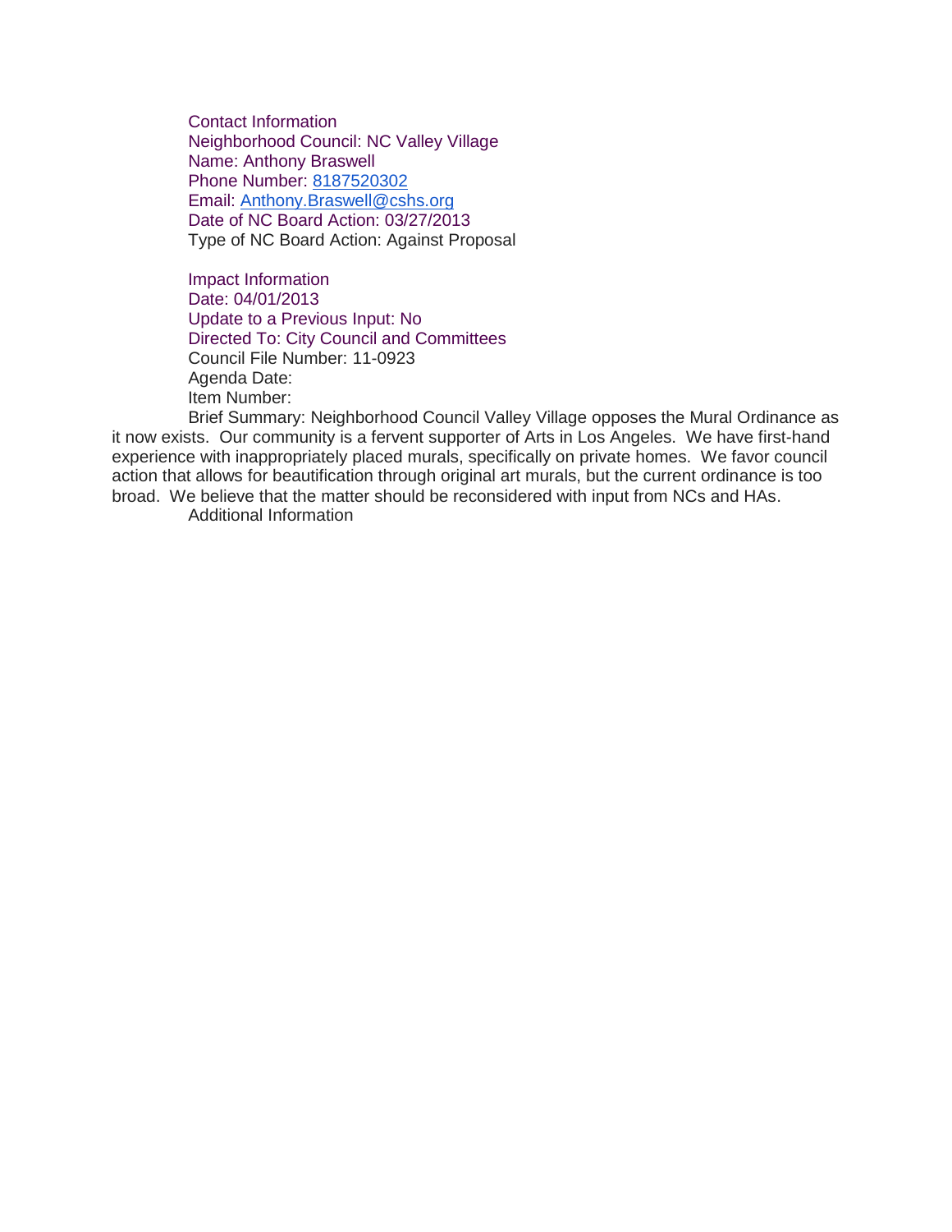Contact Information
Neighborhood Council: NC Valley Village
Name: Anthony Braswell
Phone Number: 8187520302
Email: Anthony.Braswell@cshs.org
Date of NC Board Action: 03/27/2013
Type of NC Board Action: Against Proposal

Impact Information
Date: 04/01/2013
Update to a Previous Input: No
Directed To: City Council and Committees
Council File Number: 11-0923
Agenda Date:
Item Number:
Brief Summary: Neighborhood Council Valley Village opposes the Mural Ordinance as it now exists. Our community is a fervent supporter of Arts in Los Angeles. We have first-hand experience with inappropriately placed murals, specifically on private homes. We favor council action that allows for beautification through original art murals, but the current ordinance is too broad. We believe that the matter should be reconsidered with input from NCs and HAs.
Additional Information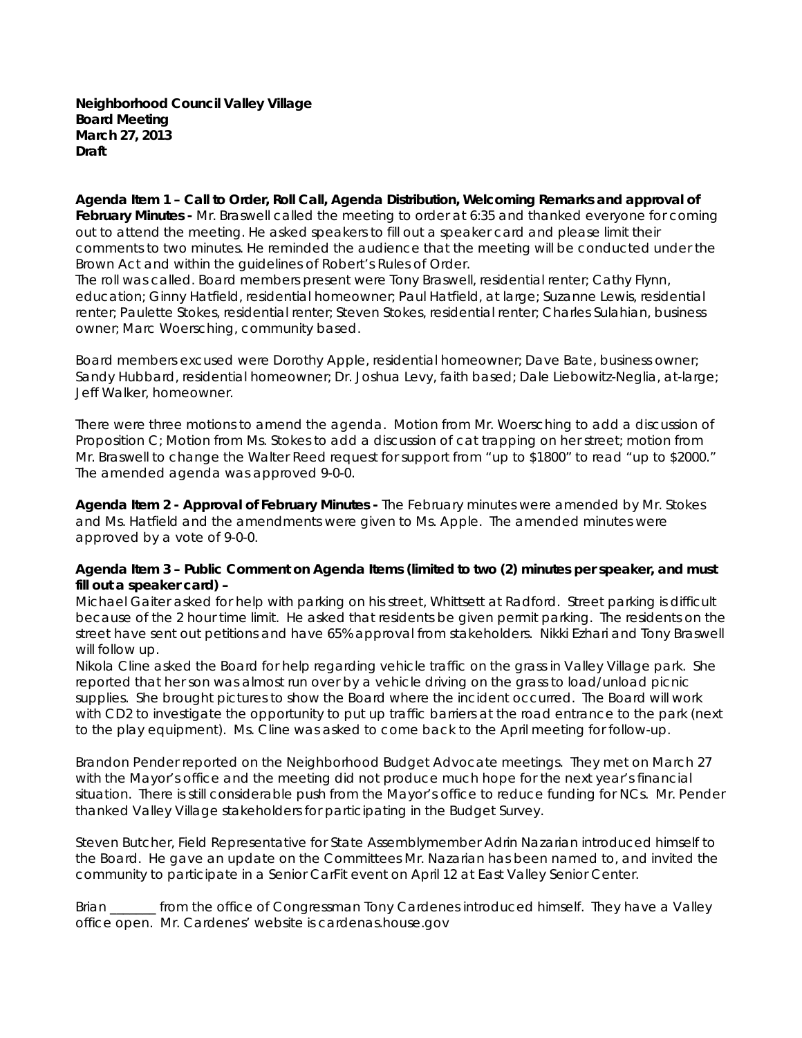**Neighborhood Council Valley Village**
**Board Meeting**
**March 27, 2013**
**Draft**

**Agenda Item 1 – Call to Order, Roll Call, Agenda Distribution, Welcoming Remarks and approval of February Minutes -** Mr. Braswell called the meeting to order at 6:35 and thanked everyone for coming out to attend the meeting. He asked speakers to fill out a speaker card and please limit their comments to two minutes. He reminded the audience that the meeting will be conducted under the Brown Act and within the guidelines of Robert's Rules of Order.
The roll was called. Board members present were Tony Braswell, residential renter; Cathy Flynn, education; Ginny Hatfield, residential homeowner; Paul Hatfield, at large; Suzanne Lewis, residential renter; Paulette Stokes, residential renter; Steven Stokes, residential renter; Charles Sulahian, business owner; Marc Woersching, community based.

Board members excused were Dorothy Apple, residential homeowner; Dave Bate, business owner; Sandy Hubbard, residential homeowner; Dr. Joshua Levy, faith based; Dale Liebowitz-Neglia, at-large; Jeff Walker, homeowner.

There were three motions to amend the agenda. Motion from Mr. Woersching to add a discussion of Proposition C; Motion from Ms. Stokes to add a discussion of cat trapping on her street; motion from Mr. Braswell to change the Walter Reed request for support from "up to $1800" to read "up to $2000." The amended agenda was approved 9-0-0.

**Agenda Item 2 - Approval of February Minutes -** The February minutes were amended by Mr. Stokes and Ms. Hatfield and the amendments were given to Ms. Apple. The amended minutes were approved by a vote of 9-0-0.

**Agenda Item 3 – Public Comment on Agenda Items (limited to two (2) minutes per speaker, and must fill out a speaker card) –**
Michael Gaiter asked for help with parking on his street, Whittsett at Radford. Street parking is difficult because of the 2 hour time limit. He asked that residents be given permit parking. The residents on the street have sent out petitions and have 65% approval from stakeholders. Nikki Ezhari and Tony Braswell will follow up.
Nikola Cline asked the Board for help regarding vehicle traffic on the grass in Valley Village park. She reported that her son was almost run over by a vehicle driving on the grass to load/unload picnic supplies. She brought pictures to show the Board where the incident occurred. The Board will work with CD2 to investigate the opportunity to put up traffic barriers at the road entrance to the park (next to the play equipment). Ms. Cline was asked to come back to the April meeting for follow-up.

Brandon Pender reported on the Neighborhood Budget Advocate meetings. They met on March 27 with the Mayor's office and the meeting did not produce much hope for the next year's financial situation. There is still considerable push from the Mayor's office to reduce funding for NCs. Mr. Pender thanked Valley Village stakeholders for participating in the Budget Survey.

Steven Butcher, Field Representative for State Assemblymember Adrin Nazarian introduced himself to the Board. He gave an update on the Committees Mr. Nazarian has been named to, and invited the community to participate in a Senior CarFit event on April 12 at East Valley Senior Center.

Brian _______ from the office of Congressman Tony Cardenes introduced himself. They have a Valley office open. Mr. Cardenes' website is cardenas.house.gov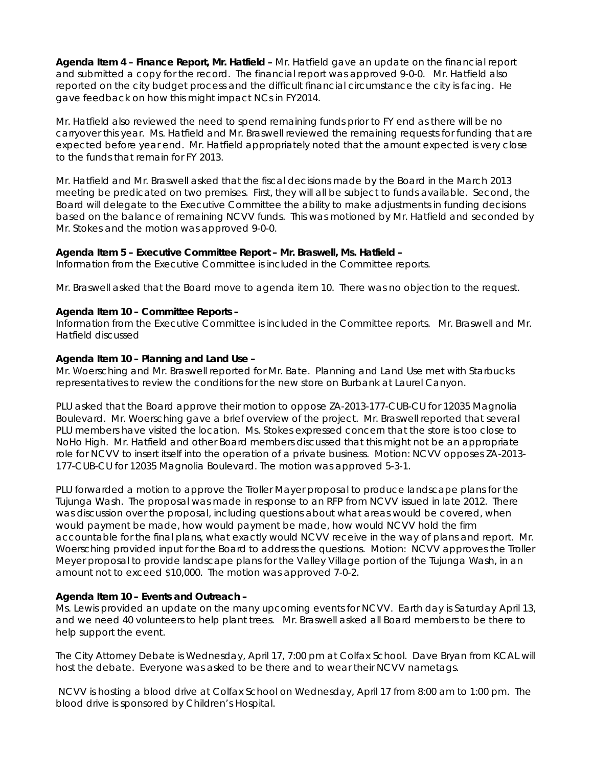**Agenda Item 4 – Finance Report, Mr. Hatfield –** Mr. Hatfield gave an update on the financial report and submitted a copy for the record. The financial report was approved 9-0-0. Mr. Hatfield also reported on the city budget process and the difficult financial circumstance the city is facing. He gave feedback on how this might impact NCs in FY2014.

Mr. Hatfield also reviewed the need to spend remaining funds prior to FY end as there will be no carryover this year. Ms. Hatfield and Mr. Braswell reviewed the remaining requests for funding that are expected before year end. Mr. Hatfield appropriately noted that the amount expected is very close to the funds that remain for FY 2013.

Mr. Hatfield and Mr. Braswell asked that the fiscal decisions made by the Board in the March 2013 meeting be predicated on two premises. First, they will all be subject to funds available. Second, the Board will delegate to the Executive Committee the ability to make adjustments in funding decisions based on the balance of remaining NCVV funds. This was motioned by Mr. Hatfield and seconded by Mr. Stokes and the motion was approved 9-0-0.

**Agenda Item 5 – Executive Committee Report – Mr. Braswell, Ms. Hatfield –**
Information from the Executive Committee is included in the Committee reports.

Mr. Braswell asked that the Board move to agenda item 10. There was no objection to the request.

**Agenda Item 10 – Committee Reports –**
Information from the Executive Committee is included in the Committee reports. Mr. Braswell and Mr. Hatfield discussed

**Agenda Item 10 – Planning and Land Use –**
Mr. Woersching and Mr. Braswell reported for Mr. Bate. Planning and Land Use met with Starbucks representatives to review the conditions for the new store on Burbank at Laurel Canyon.

PLU asked that the Board approve their motion to oppose ZA-2013-177-CUB-CU for 12035 Magnolia Boulevard. Mr. Woersching gave a brief overview of the project. Mr. Braswell reported that several PLU members have visited the location. Ms. Stokes expressed concern that the store is too close to NoHo High. Mr. Hatfield and other Board members discussed that this might not be an appropriate role for NCVV to insert itself into the operation of a private business. Motion: NCVV opposes ZA-2013-177-CUB-CU for 12035 Magnolia Boulevard. The motion was approved 5-3-1.

PLU forwarded a motion to approve the Troller Mayer proposal to produce landscape plans for the Tujunga Wash. The proposal was made in response to an RFP from NCVV issued in late 2012. There was discussion over the proposal, including questions about what areas would be covered, when would payment be made, how would payment be made, how would NCVV hold the firm accountable for the final plans, what exactly would NCVV receive in the way of plans and report. Mr. Woersching provided input for the Board to address the questions. Motion: NCVV approves the Troller Meyer proposal to provide landscape plans for the Valley Village portion of the Tujunga Wash, in an amount not to exceed $10,000. The motion was approved 7-0-2.

**Agenda Item 10 – Events and Outreach –**
Ms. Lewis provided an update on the many upcoming events for NCVV. Earth day is Saturday April 13, and we need 40 volunteers to help plant trees. Mr. Braswell asked all Board members to be there to help support the event.

The City Attorney Debate is Wednesday, April 17, 7:00 pm at Colfax School. Dave Bryan from KCAL will host the debate. Everyone was asked to be there and to wear their NCVV nametags.

NCVV is hosting a blood drive at Colfax School on Wednesday, April 17 from 8:00 am to 1:00 pm. The blood drive is sponsored by Children's Hospital.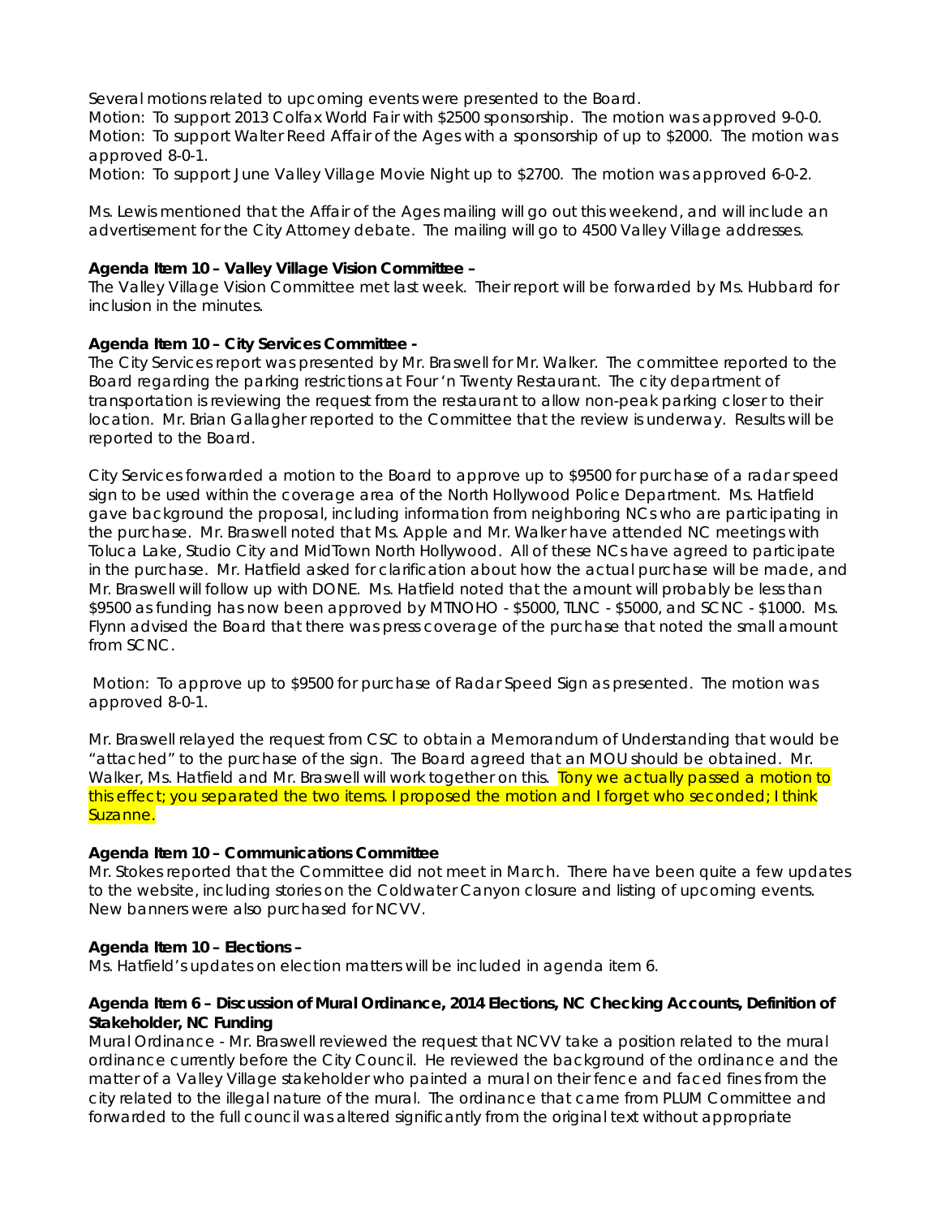Several motions related to upcoming events were presented to the Board.
Motion: To support 2013 Colfax World Fair with $2500 sponsorship. The motion was approved 9-0-0.
Motion: To support Walter Reed Affair of the Ages with a sponsorship of up to $2000. The motion was approved 8-0-1.
Motion: To support June Valley Village Movie Night up to $2700. The motion was approved 6-0-2.

Ms. Lewis mentioned that the Affair of the Ages mailing will go out this weekend, and will include an advertisement for the City Attorney debate. The mailing will go to 4500 Valley Village addresses.

**Agenda Item 10 – Valley Village Vision Committee –**
The Valley Village Vision Committee met last week. Their report will be forwarded by Ms. Hubbard for inclusion in the minutes.

**Agenda Item 10 – City Services Committee -**
The City Services report was presented by Mr. Braswell for Mr. Walker. The committee reported to the Board regarding the parking restrictions at Four 'n Twenty Restaurant. The city department of transportation is reviewing the request from the restaurant to allow non-peak parking closer to their location. Mr. Brian Gallagher reported to the Committee that the review is underway. Results will be reported to the Board.

City Services forwarded a motion to the Board to approve up to $9500 for purchase of a radar speed sign to be used within the coverage area of the North Hollywood Police Department. Ms. Hatfield gave background the proposal, including information from neighboring NCs who are participating in the purchase. Mr. Braswell noted that Ms. Apple and Mr. Walker have attended NC meetings with Toluca Lake, Studio City and MidTown North Hollywood. All of these NCs have agreed to participate in the purchase. Mr. Hatfield asked for clarification about how the actual purchase will be made, and Mr. Braswell will follow up with DONE. Ms. Hatfield noted that the amount will probably be less than $9500 as funding has now been approved by MTNOHO - $5000, TLNC - $5000, and SCNC - $1000. Ms. Flynn advised the Board that there was press coverage of the purchase that noted the small amount from SCNC.

Motion: To approve up to $9500 for purchase of Radar Speed Sign as presented. The motion was approved 8-0-1.

Mr. Braswell relayed the request from CSC to obtain a Memorandum of Understanding that would be "attached" to the purchase of the sign. The Board agreed that an MOU should be obtained. Mr. Walker, Ms. Hatfield and Mr. Braswell will work together on this. Tony we actually passed a motion to this effect; you separated the two items. I proposed the motion and I forget who seconded; I think Suzanne.

**Agenda Item 10 – Communications Committee**
Mr. Stokes reported that the Committee did not meet in March. There have been quite a few updates to the website, including stories on the Coldwater Canyon closure and listing of upcoming events. New banners were also purchased for NCVV.

**Agenda Item 10 – Elections –**
Ms. Hatfield's updates on election matters will be included in agenda item 6.

**Agenda Item 6 – Discussion of Mural Ordinance, 2014 Elections, NC Checking Accounts, Definition of Stakeholder, NC Funding**
Mural Ordinance - Mr. Braswell reviewed the request that NCVV take a position related to the mural ordinance currently before the City Council. He reviewed the background of the ordinance and the matter of a Valley Village stakeholder who painted a mural on their fence and faced fines from the city related to the illegal nature of the mural. The ordinance that came from PLUM Committee and forwarded to the full council was altered significantly from the original text without appropriate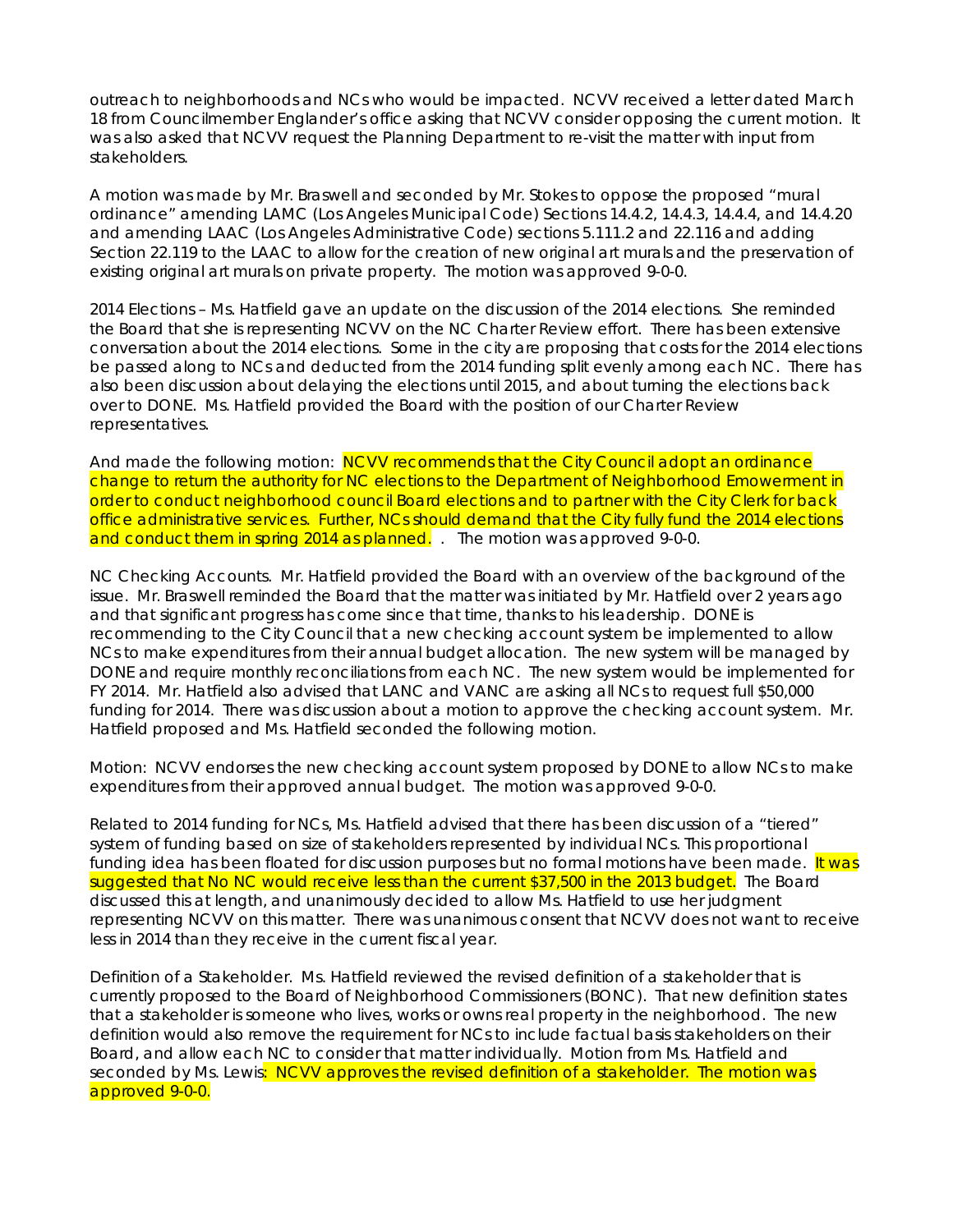outreach to neighborhoods and NCs who would be impacted. NCVV received a letter dated March 18 from Councilmember Englander's office asking that NCVV consider opposing the current motion. It was also asked that NCVV request the Planning Department to re-visit the matter with input from stakeholders.

A motion was made by Mr. Braswell and seconded by Mr. Stokes to oppose the proposed "mural ordinance" amending LAMC (Los Angeles Municipal Code) Sections 14.4.2, 14.4.3, 14.4.4, and 14.4.20 and amending LAAC (Los Angeles Administrative Code) sections 5.111.2 and 22.116 and adding Section 22.119 to the LAAC to allow for the creation of new original art murals and the preservation of existing original art murals on private property. The motion was approved 9-0-0.

2014 Elections – Ms. Hatfield gave an update on the discussion of the 2014 elections. She reminded the Board that she is representing NCVV on the NC Charter Review effort. There has been extensive conversation about the 2014 elections. Some in the city are proposing that costs for the 2014 elections be passed along to NCs and deducted from the 2014 funding split evenly among each NC. There has also been discussion about delaying the elections until 2015, and about turning the elections back over to DONE. Ms. Hatfield provided the Board with the position of our Charter Review representatives.

And made the following motion: NCVV recommends that the City Council adopt an ordinance change to return the authority for NC elections to the Department of Neighborhood Emowerment in order to conduct neighborhood council Board elections and to partner with the City Clerk for back office administrative services. Further, NCs should demand that the City fully fund the 2014 elections and conduct them in spring 2014 as planned. . The motion was approved 9-0-0.

NC Checking Accounts. Mr. Hatfield provided the Board with an overview of the background of the issue. Mr. Braswell reminded the Board that the matter was initiated by Mr. Hatfield over 2 years ago and that significant progress has come since that time, thanks to his leadership. DONE is recommending to the City Council that a new checking account system be implemented to allow NCs to make expenditures from their annual budget allocation. The new system will be managed by DONE and require monthly reconciliations from each NC. The new system would be implemented for FY 2014. Mr. Hatfield also advised that LANC and VANC are asking all NCs to request full $50,000 funding for 2014. There was discussion about a motion to approve the checking account system. Mr. Hatfield proposed and Ms. Hatfield seconded the following motion.

Motion: NCVV endorses the new checking account system proposed by DONE to allow NCs to make expenditures from their approved annual budget. The motion was approved 9-0-0.

Related to 2014 funding for NCs, Ms. Hatfield advised that there has been discussion of a "tiered" system of funding based on size of stakeholders represented by individual NCs. This proportional funding idea has been floated for discussion purposes but no formal motions have been made. It was suggested that No NC would receive less than the current $37,500 in the 2013 budget. The Board discussed this at length, and unanimously decided to allow Ms. Hatfield to use her judgment representing NCVV on this matter. There was unanimous consent that NCVV does not want to receive less in 2014 than they receive in the current fiscal year.

Definition of a Stakeholder. Ms. Hatfield reviewed the revised definition of a stakeholder that is currently proposed to the Board of Neighborhood Commissioners (BONC). That new definition states that a stakeholder is someone who lives, works or owns real property in the neighborhood. The new definition would also remove the requirement for NCs to include factual basis stakeholders on their Board, and allow each NC to consider that matter individually. Motion from Ms. Hatfield and seconded by Ms. Lewis: NCVV approves the revised definition of a stakeholder. The motion was approved 9-0-0.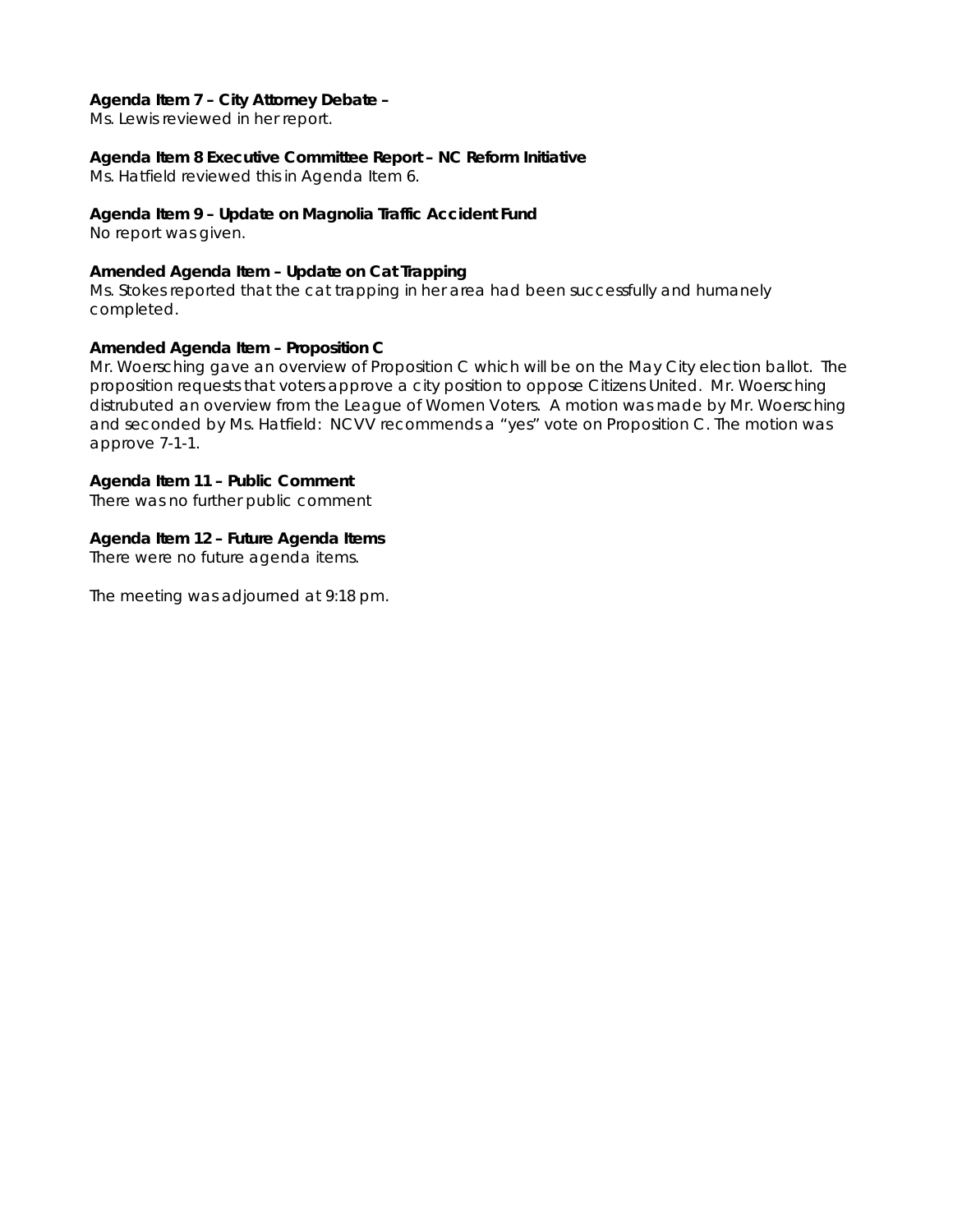**Agenda Item 7 – City Attorney Debate –**
Ms. Lewis reviewed in her report.

**Agenda Item 8 Executive Committee Report – NC Reform Initiative**
Ms. Hatfield reviewed this in Agenda Item 6.

**Agenda Item 9 – Update on Magnolia Traffic Accident Fund**
No report was given.

**Amended Agenda Item – Update on Cat Trapping**
Ms. Stokes reported that the cat trapping in her area had been successfully and humanely completed.

**Amended Agenda Item – Proposition C**
Mr. Woersching gave an overview of Proposition C which will be on the May City election ballot. The proposition requests that voters approve a city position to oppose Citizens United. Mr. Woersching distrubuted an overview from the League of Women Voters. A motion was made by Mr. Woersching and seconded by Ms. Hatfield: NCVV recommends a "yes" vote on Proposition C. The motion was approve 7-1-1.

**Agenda Item 11 – Public Comment**
There was no further public comment

**Agenda Item 12 – Future Agenda Items**
There were no future agenda items.

The meeting was adjourned at 9:18 pm.